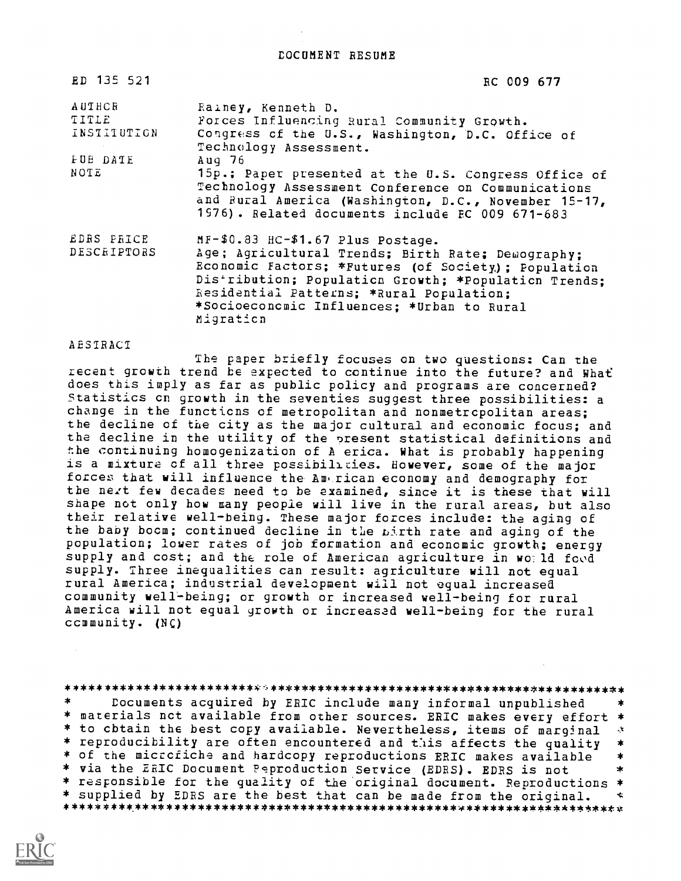# DOCUMENT RESUME

| | |
|---|---|
| ED 135 521 | RC 009 677 |
| AUTHOR | Rainey, Kenneth D. |
| TITLE | Forces Influencing Rural Community Growth. |
| INSTITUTION | Congress of the U.S., Washington, D.C. Office of Technology Assessment. |
| PUB DATE | Aug 76 |
| NOTE | 15p.; Paper presented at the U.S. Congress Office of Technology Assessment Conference on Communications and Rural America (Washington, D.C., November 15-17, 1976). Related documents include RC 009 671-683 |
| EDRS PRICE | MF-$0.83 HC-$1.67 Plus Postage. |
| DESCRIPTORS | Age; Agricultural Trends; Birth Rate; Demography; Economic Factors; *Futures (of Society); Population Distribution; Population Growth; *Population Trends; Residential Patterns; *Rural Population; *Socioeconomic Influences; *Urban to Rural Migration |

ABSTRACT

The paper briefly focuses on two questions: Can the recent growth trend be expected to continue into the future? and What does this imply as far as public policy and programs are concerned? Statistics on growth in the seventies suggest three possibilities: a change in the functions of metropolitan and nonmetropolitan areas; the decline of the city as the major cultural and economic focus; and the decline in the utility of the present statistical definitions and the continuing homogenization of America. What is probably happening is a mixture of all three possibilities. However, some of the major forces that will influence the American economy and demography for the next few decades need to be examined, since it is these that will shape not only how many people will live in the rural areas, but also their relative well-being. These major forces include: the aging of the baby boom; continued decline in the birth rate and aging of the population; lower rates of job formation and economic growth; energy supply and cost; and the role of American agriculture in world food supply. Three inequalities can result: agriculture will not equal rural America; industrial development will not equal increased community well-being; or growth or increased well-being for rural America will not equal growth or increased well-being for the rural community. (NQ)

***********************************************************************
* Documents acquired by ERIC include many informal unpublished *
* materials not available from other sources. ERIC makes every effort *
* to obtain the best copy available. Nevertheless, items of marginal *
* reproducibility are often encountered and this affects the quality *
* of the microfiche and hardcopy reproductions ERIC makes available *
* via the ERIC Document Reproduction Service (EDRS). EDRS is not *
* responsible for the quality of the original document. Reproductions *
* supplied by EDRS are the best that can be made from the original. *
***********************************************************************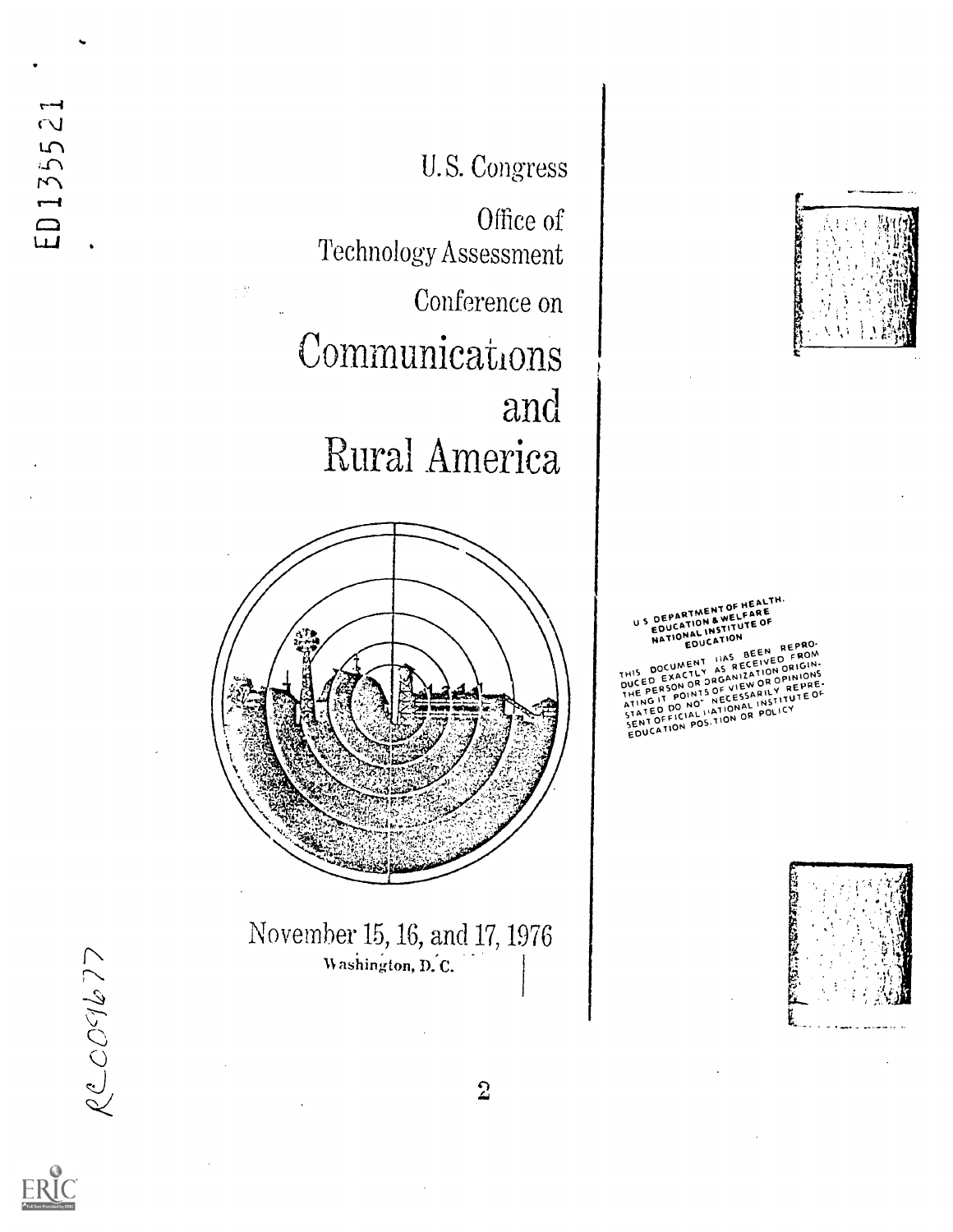ED135521

U.S. Congress

Office of Technology Assessment

Conference on

# Communications and Rural America

November 15, 16, and 17, 1976

Washington, D.C.

U S DEPARTMENT OF HEALTH, EDUCATION & WELFARE
NATIONAL INSTITUTE OF EDUCATION

THIS DOCUMENT HAS BEEN REPRODUCED EXACTLY AS RECEIVED FROM THE PERSON OR ORGANIZATION ORIGINATING IT. POINTS OF VIEW OR OPINIONS STATED DO NOT NECESSARILY REPRESENT OFFICIAL NATIONAL INSTITUTE OF EDUCATION POSITION OR POLICY

RC009677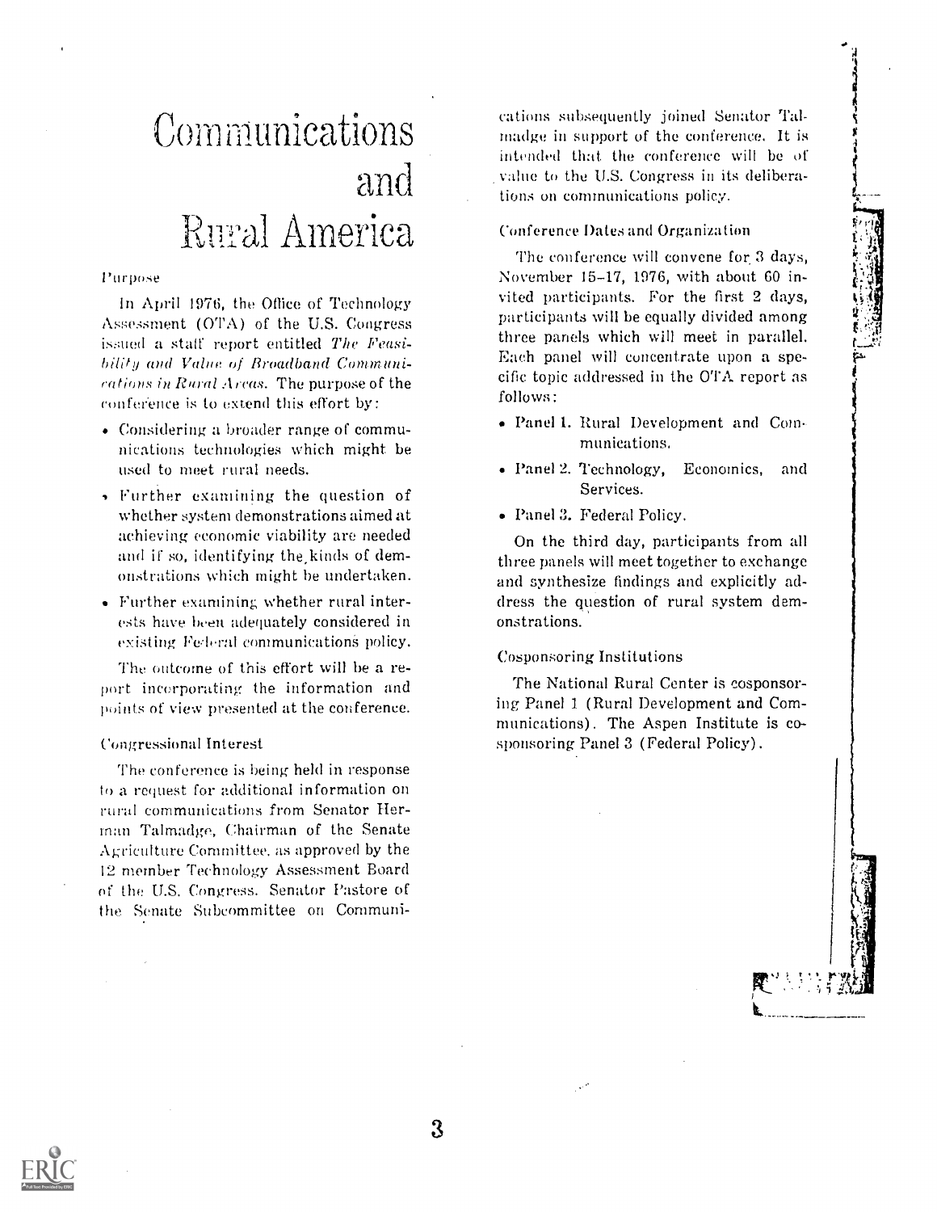# Communications and Rural America

## Purpose

In April 1976, the Office of Technology Assessment (OTA) of the U.S. Congress issued a staff report entitled *The Feasibility and Value of Broadband Communications in Rural Areas.* The purpose of the conference is to extend this effort by:

- Considering a broader range of communications technologies which might be used to meet rural needs.
- Further examining the question of whether system demonstrations aimed at achieving economic viability are needed and if so, identifying the kinds of demonstrations which might be undertaken.
- Further examining whether rural interests have been adequately considered in existing Federal communications policy.

The outcome of this effort will be a report incorporating the information and points of view presented at the conference.

## Congressional Interest

The conference is being held in response to a request for additional information on rural communications from Senator Herman Talmadge, Chairman of the Senate Agriculture Committee, as approved by the 12 member Technology Assessment Board of the U.S. Congress. Senator Pastore of the Senate Subcommittee on Communications subsequently joined Senator Talmadge in support of the conference. It is intended that the conference will be of value to the U.S. Congress in its deliberations on communications policy.

## Conference Dates and Organization

The conference will convene for 3 days, November 15–17, 1976, with about 60 invited participants. For the first 2 days, participants will be equally divided among three panels which will meet in parallel. Each panel will concentrate upon a specific topic addressed in the OTA report as follows:

- Panel 1. Rural Development and Communications.
- Panel 2. Technology, Economics, and Services.
- Panel 3. Federal Policy.

On the third day, participants from all three panels will meet together to exchange and synthesize findings and explicitly address the question of rural system demonstrations.

## Cosponsoring Institutions

The National Rural Center is cosponsoring Panel 1 (Rural Development and Communications). The Aspen Institute is cosponsoring Panel 3 (Federal Policy).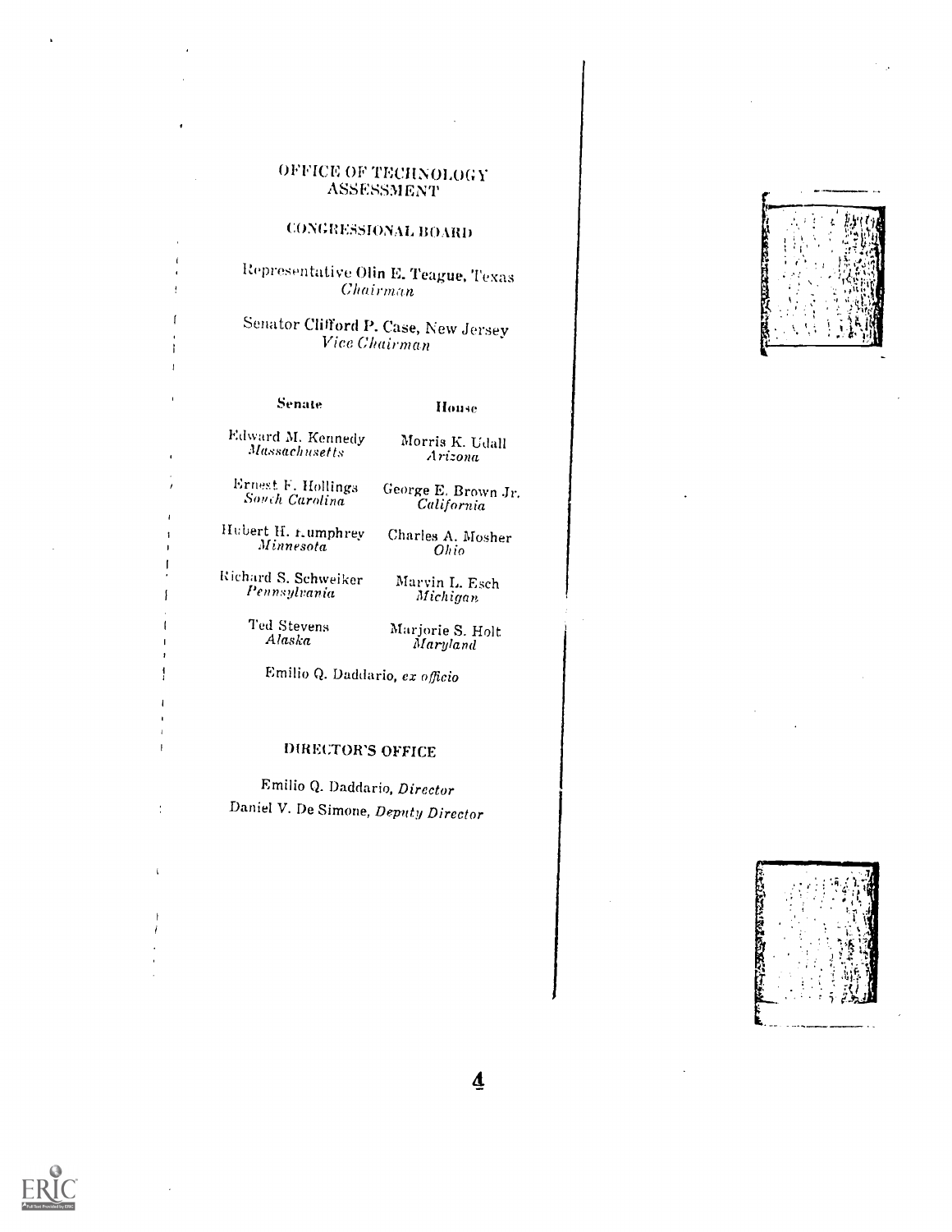# OFFICE OF TECHNOLOGY ASSESSMENT

## CONGRESSIONAL BOARD

Representative Olin E. Teague, Texas
*Chairman*

Senator Clifford P. Case, New Jersey
*Vice Chairman*

| **Senate** | **House** |
|---|---|
| Edward M. Kennedy *Massachusetts* | Morris K. Udall *Arizona* |
| Ernest F. Hollings *South Carolina* | George E. Brown Jr. *California* |
| Hubert H. Humphrey *Minnesota* | Charles A. Mosher *Ohio* |
| Richard S. Schweiker *Pennsylvania* | Marvin L. Esch *Michigan* |
| Ted Stevens *Alaska* | Marjorie S. Holt *Maryland* |

Emilio Q. Daddario, *ex officio*

## DIRECTOR'S OFFICE

Emilio Q. Daddario, *Director*
Daniel V. De Simone, *Deputy Director*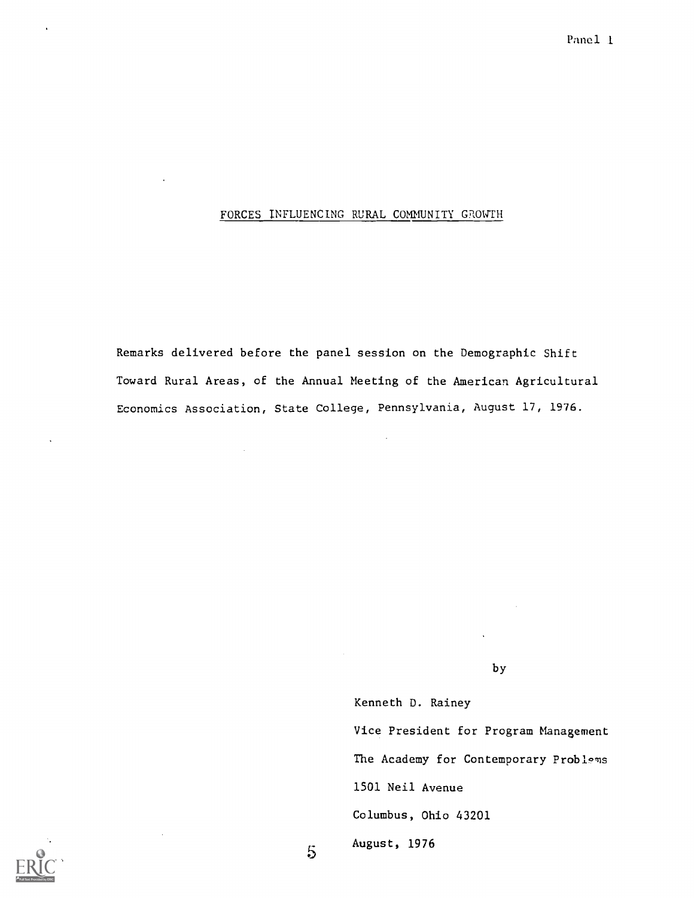# FORCES INFLUENCING RURAL COMMUNITY GROWTH

Remarks delivered before the panel session on the Demographic Shift Toward Rural Areas, of the Annual Meeting of the American Agricultural Economics Association, State College, Pennsylvania, August 17, 1976.

by

Kenneth D. Rainey

Vice President for Program Management

The Academy for Contemporary Problems

1501 Neil Avenue

Columbus, Ohio 43201

August, 1976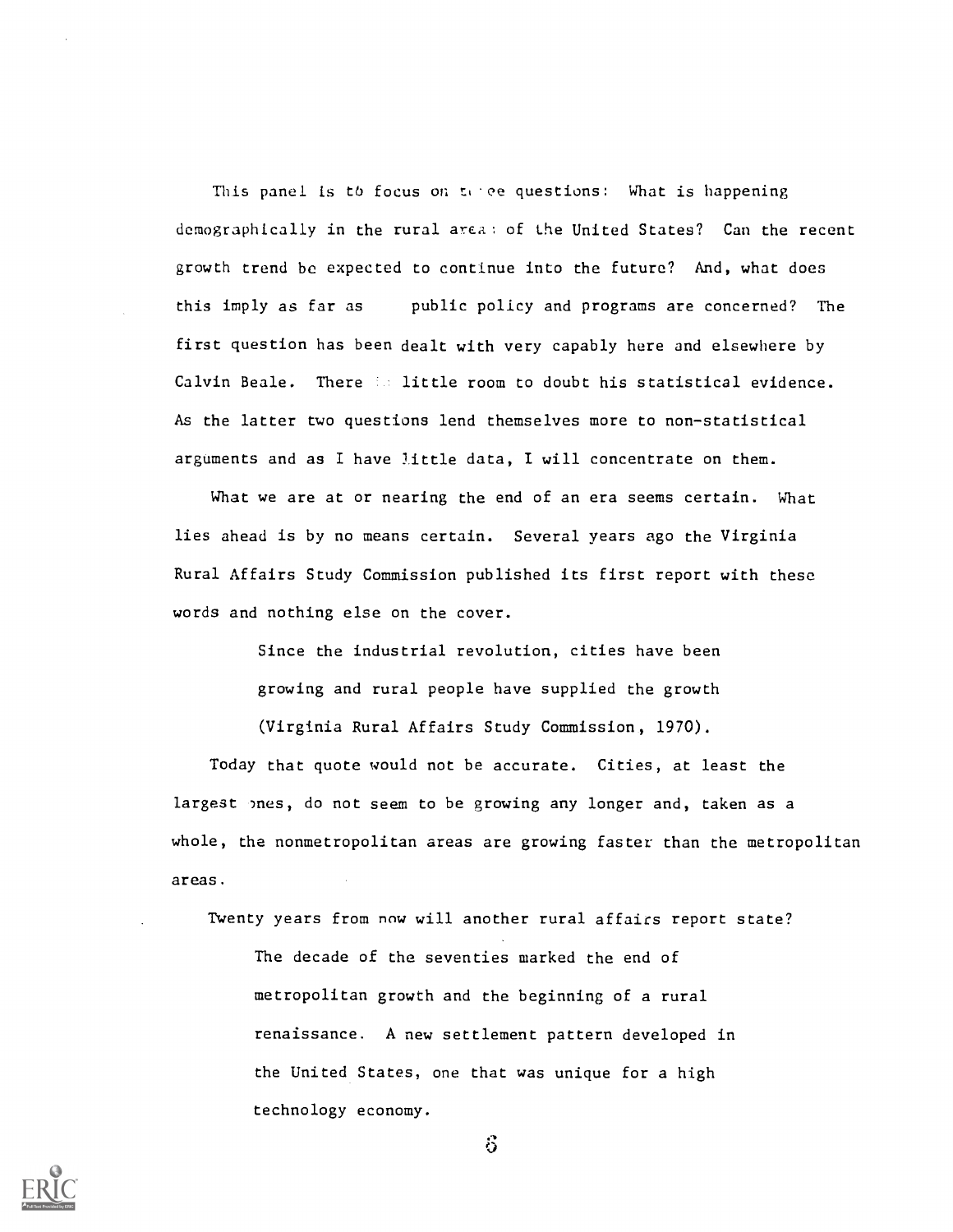This panel is to focus on three questions: What is happening demographically in the rural areas of the United States? Can the recent growth trend be expected to continue into the future? And, what does this imply as far as public policy and programs are concerned? The first question has been dealt with very capably here and elsewhere by Calvin Beale. There is little room to doubt his statistical evidence. As the latter two questions lend themselves more to non-statistical arguments and as I have little data, I will concentrate on them.

What we are at or nearing the end of an era seems certain. What lies ahead is by no means certain. Several years ago the Virginia Rural Affairs Study Commission published its first report with these words and nothing else on the cover.

> Since the industrial revolution, cities have been growing and rural people have supplied the growth (Virginia Rural Affairs Study Commission, 1970).

Today that quote would not be accurate. Cities, at least the largest ones, do not seem to be growing any longer and, taken as a whole, the nonmetropolitan areas are growing faster than the metropolitan areas.

Twenty years from now will another rural affairs report state?

> The decade of the seventies marked the end of metropolitan growth and the beginning of a rural renaissance. A new settlement pattern developed in the United States, one that was unique for a high technology economy.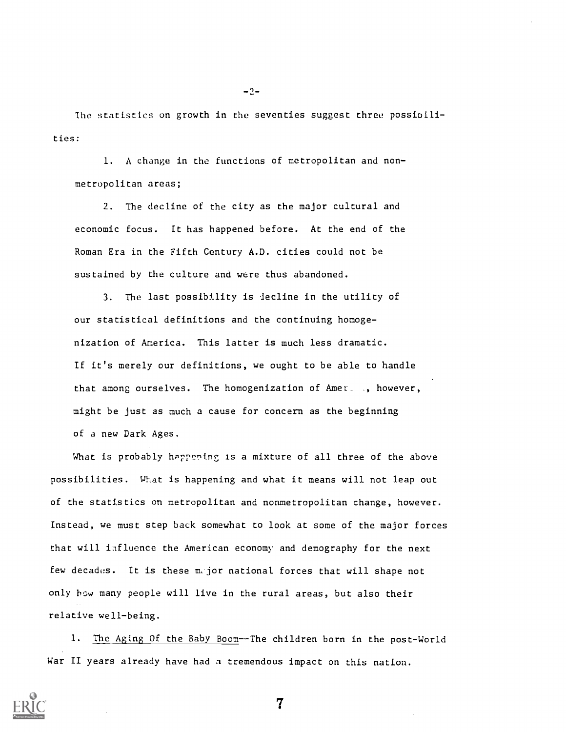The statistics on growth in the seventies suggest three possibilities:

1. A change in the functions of metropolitan and nonmetropolitan areas;

2. The decline of the city as the major cultural and economic focus. It has happened before. At the end of the Roman Era in the Fifth Century A.D. cities could not be sustained by the culture and were thus abandoned.

3. The last possibility is decline in the utility of our statistical definitions and the continuing homogenization of America. This latter is much less dramatic. If it's merely our definitions, we ought to be able to handle that among ourselves. The homogenization of America, however, might be just as much a cause for concern as the beginning of a new Dark Ages.

What is probably happening is a mixture of all three of the above possibilities. What is happening and what it means will not leap out of the statistics on metropolitan and nonmetropolitan change, however. Instead, we must step back somewhat to look at some of the major forces that will influence the American economy and demography for the next few decades. It is these major national forces that will shape not only how many people will live in the rural areas, but also their relative well-being.

1. <u>The Aging Of the Baby Boom</u>--The children born in the post-World War II years already have had a tremendous impact on this nation.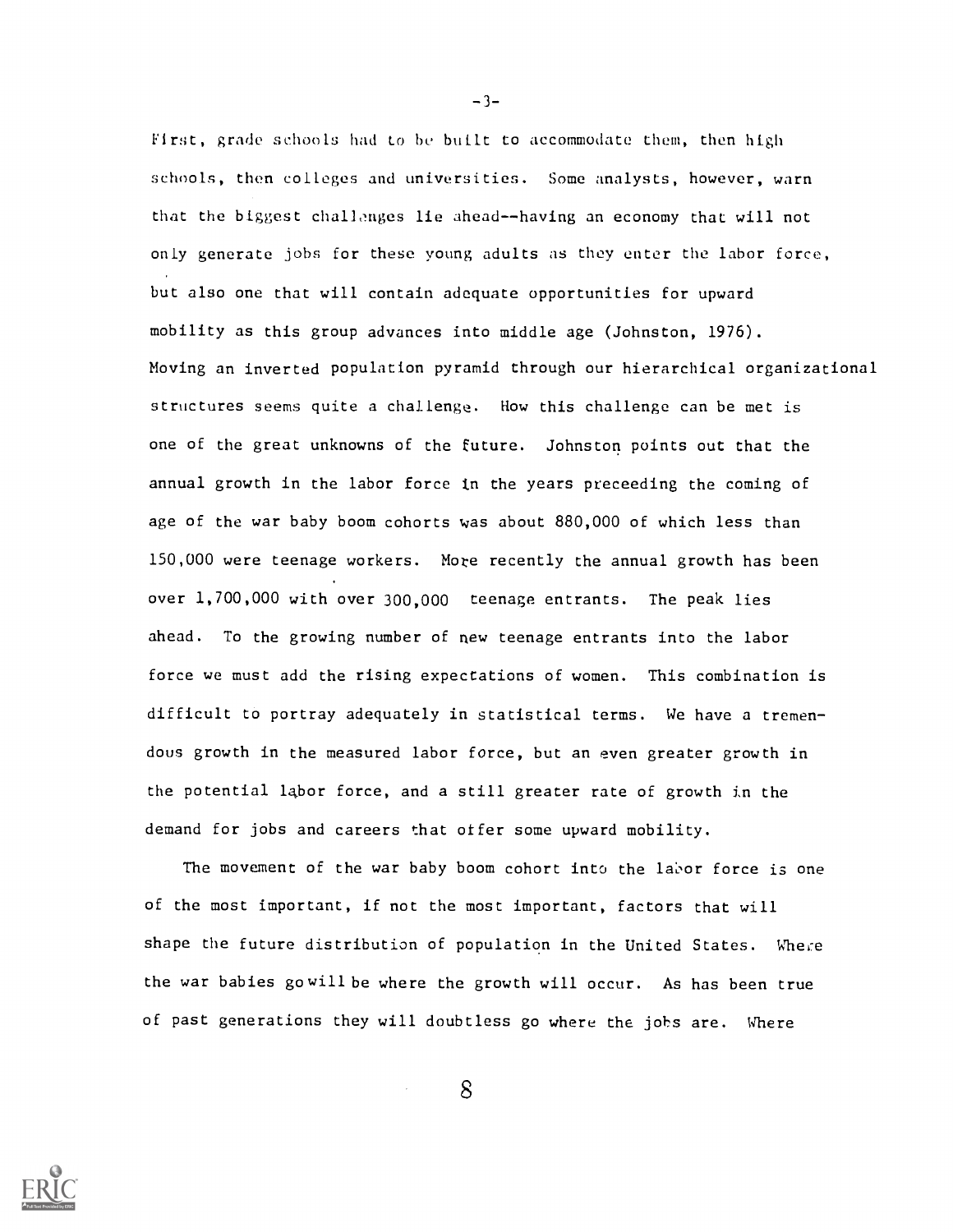First, grade schools had to be built to accommodate them, then high schools, then colleges and universities. Some analysts, however, warn that the biggest challenges lie ahead--having an economy that will not only generate jobs for these young adults as they enter the labor force, but also one that will contain adequate opportunities for upward mobility as this group advances into middle age (Johnston, 1976). Moving an inverted population pyramid through our hierarchical organizational structures seems quite a challenge. How this challenge can be met is one of the great unknowns of the future. Johnston points out that the annual growth in the labor force in the years preceeding the coming of age of the war baby boom cohorts was about 880,000 of which less than 150,000 were teenage workers. More recently the annual growth has been over 1,700,000 with over 300,000 teenage entrants. The peak lies ahead. To the growing number of new teenage entrants into the labor force we must add the rising expectations of women. This combination is difficult to portray adequately in statistical terms. We have a tremendous growth in the measured labor force, but an even greater growth in the potential labor force, and a still greater rate of growth in the demand for jobs and careers that offer some upward mobility.

The movement of the war baby boom cohort into the labor force is one of the most important, if not the most important, factors that will shape the future distribution of population in the United States. Where the war babies go will be where the growth will occur. As has been true of past generations they will doubtless go where the jobs are. Where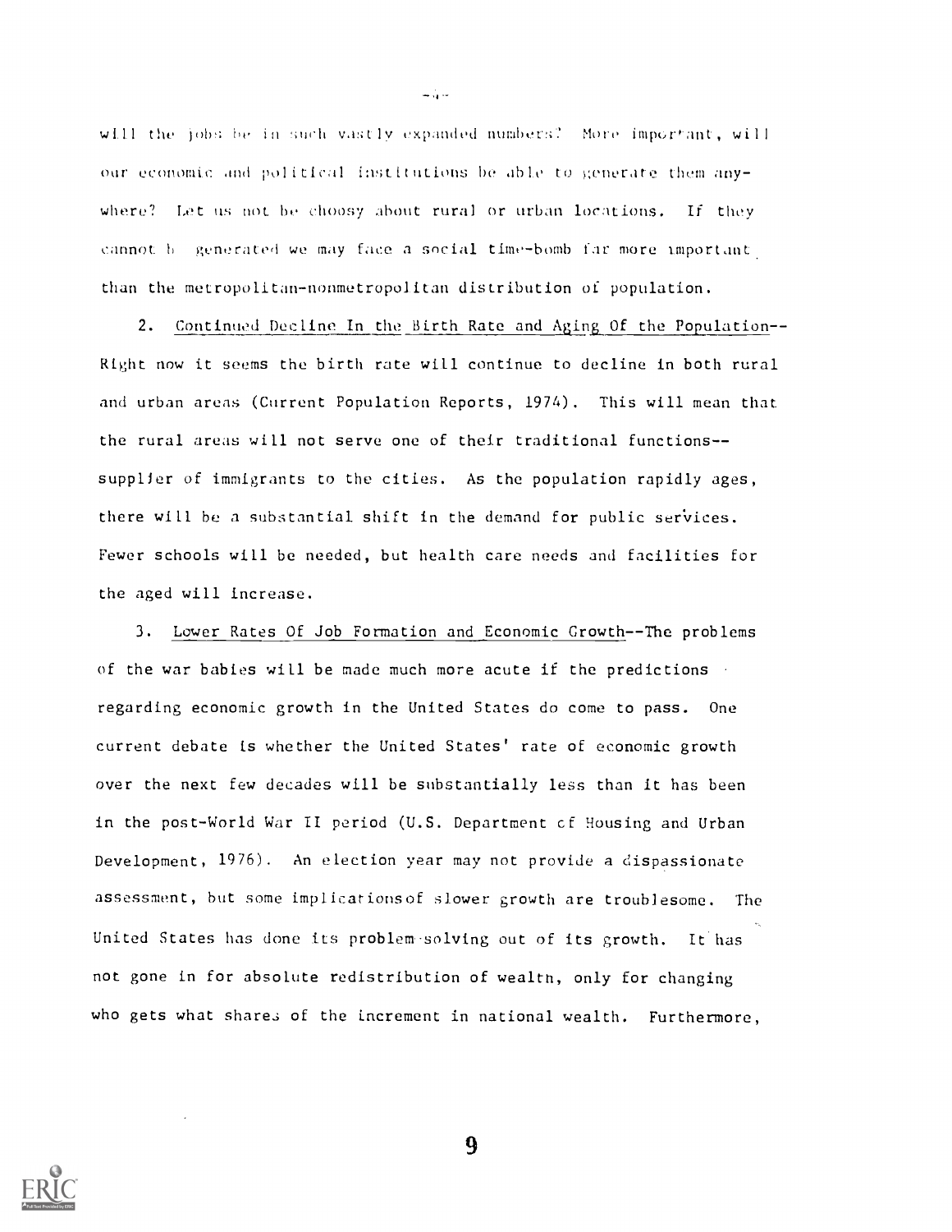will the jobs be in such vastly expanded numbers? More important, will our economic and political institutions be able to generate them anywhere? Let us not be choosy about rural or urban locations. If they cannot be generated we may face a social time-bomb far more important than the metropolitan-nonmetropolitan distribution of population.

2. Continued Decline In the Birth Rate and Aging Of the Population--Right now it seems the birth rate will continue to decline in both rural and urban areas (Current Population Reports, 1974). This will mean that the rural areas will not serve one of their traditional functions--supplier of immigrants to the cities. As the population rapidly ages, there will be a substantial shift in the demand for public services. Fewer schools will be needed, but health care needs and facilities for the aged will increase.

3. Lower Rates Of Job Formation and Economic Growth--The problems of the war babies will be made much more acute if the predictions regarding economic growth in the United States do come to pass. One current debate is whether the United States' rate of economic growth over the next few decades will be substantially less than it has been in the post-World War II period (U.S. Department of Housing and Urban Development, 1976). An election year may not provide a dispassionate assessment, but some implications of slower growth are troublesome. The United States has done its problem-solving out of its growth. It has not gone in for absolute redistribution of wealth, only for changing who gets what shares of the increment in national wealth. Furthermore,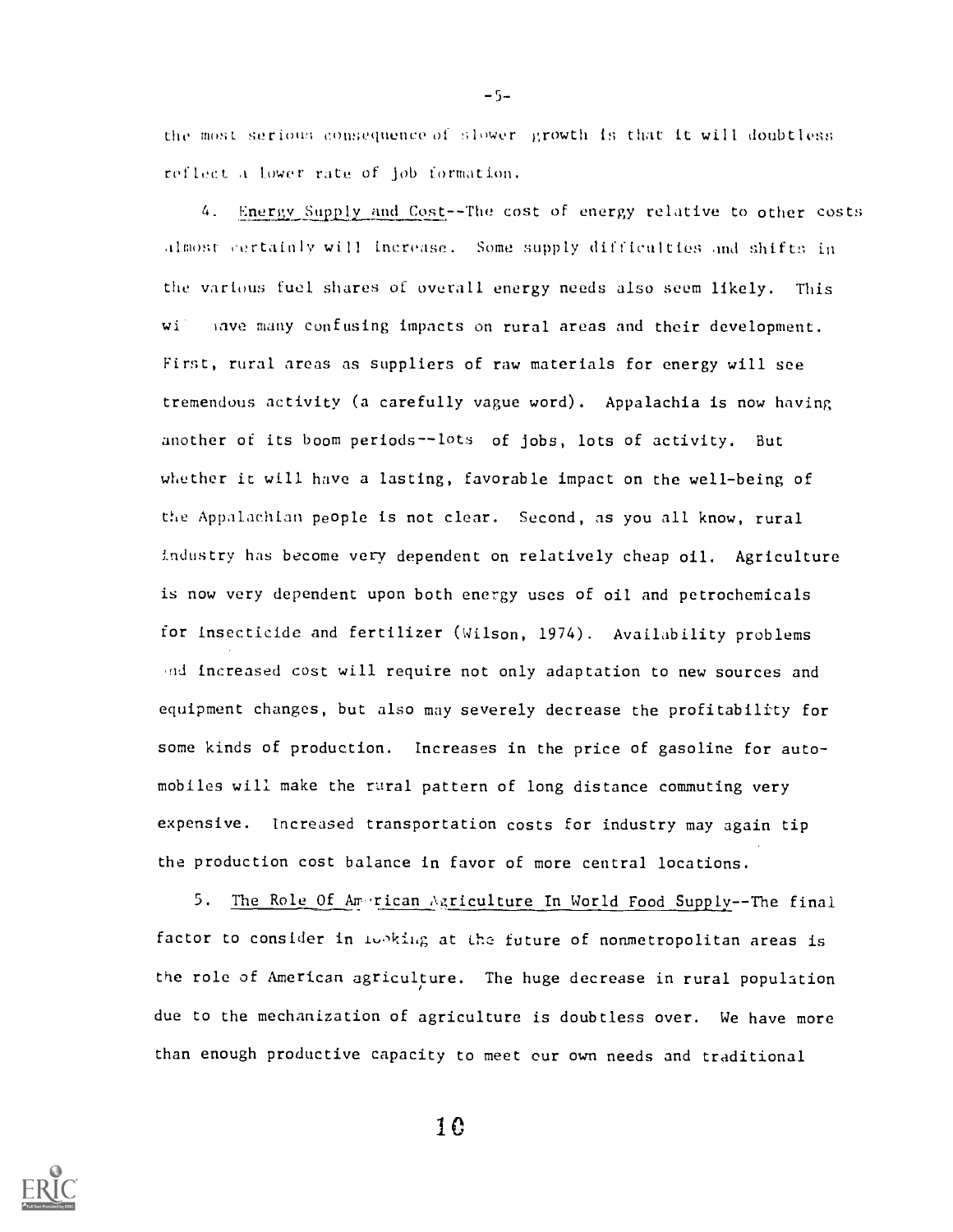the most serious consequence of slower growth is that it will doubtless reflect a lower rate of job formation.

4. Energy Supply and Cost--The cost of energy relative to other costs almost certainly will increase. Some supply difficulties and shifts in the various fuel shares of overall energy needs also seem likely. This will have many confusing impacts on rural areas and their development. First, rural areas as suppliers of raw materials for energy will see tremendous activity (a carefully vague word). Appalachia is now having another of its boom periods--lots of jobs, lots of activity. But whether it will have a lasting, favorable impact on the well-being of the Appalachian people is not clear. Second, as you all know, rural industry has become very dependent on relatively cheap oil. Agriculture is now very dependent upon both energy uses of oil and petrochemicals for insecticide and fertilizer (Wilson, 1974). Availability problems and increased cost will require not only adaptation to new sources and equipment changes, but also may severely decrease the profitability for some kinds of production. Increases in the price of gasoline for automobiles will make the rural pattern of long distance commuting very expensive. Increased transportation costs for industry may again tip the production cost balance in favor of more central locations.

5. The Role Of American Agriculture In World Food Supply--The final factor to consider in looking at the future of nonmetropolitan areas is the role of American agriculture. The huge decrease in rural population due to the mechanization of agriculture is doubtless over. We have more than enough productive capacity to meet our own needs and traditional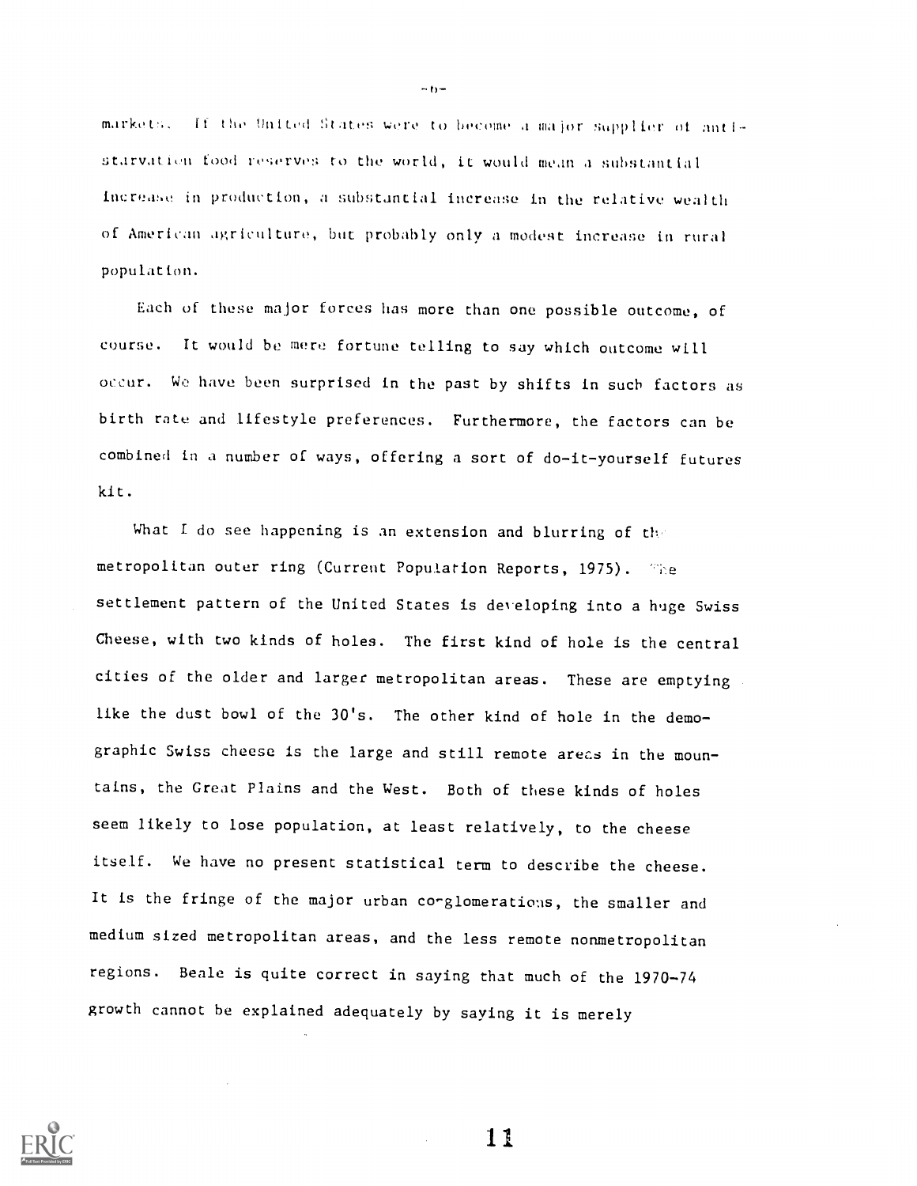markets. If the United States were to become a major supplier of anti-starvation food reserves to the world, it would mean a substantial increase in production, a substantial increase in the relative wealth of American agriculture, but probably only a modest increase in rural population.

Each of these major forces has more than one possible outcome, of course. It would be mere fortune telling to say which outcome will occur. We have been surprised in the past by shifts in such factors as birth rate and lifestyle preferences. Furthermore, the factors can be combined in a number of ways, offering a sort of do-it-yourself futures kit.

What I do see happening is an extension and blurring of the metropolitan outer ring (Current Population Reports, 1975). The settlement pattern of the United States is developing into a huge Swiss Cheese, with two kinds of holes. The first kind of hole is the central cities of the older and larger metropolitan areas. These are emptying like the dust bowl of the 30's. The other kind of hole in the demographic Swiss cheese is the large and still remote areas in the mountains, the Great Plains and the West. Both of these kinds of holes seem likely to lose population, at least relatively, to the cheese itself. We have no present statistical term to describe the cheese. It is the fringe of the major urban conglomerations, the smaller and medium sized metropolitan areas, and the less remote nonmetropolitan regions. Beale is quite correct in saying that much of the 1970-74 growth cannot be explained adequately by saying it is merely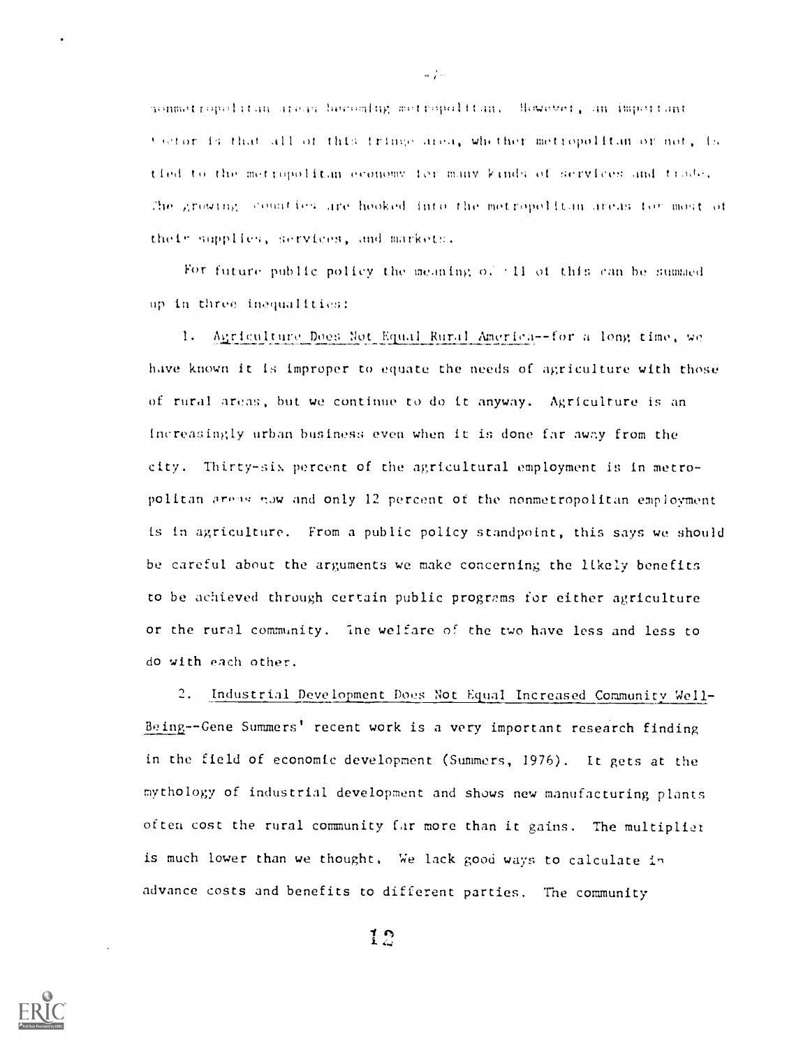nonmetropolitan areas becoming metropolitan. However, an important factor is that all of this fringe area, whether metropolitan or not, is tied to the metropolitan economy for many kinds of services and trade. The growing counties are hooked into the metropolitan areas for most of their supplies, services, and markets.

For future public policy the meaning of all of this can be summed up in three inequalities:

1. Agriculture Does Not Equal Rural America--for a long time, we have known it is improper to equate the needs of agriculture with those of rural areas, but we continue to do it anyway. Agriculture is an increasingly urban business even when it is done far away from the city. Thirty-six percent of the agricultural employment is in metropolitan areas now and only 12 percent of the nonmetropolitan employment is in agriculture. From a public policy standpoint, this says we should be careful about the arguments we make concerning the likely benefits to be achieved through certain public programs for either agriculture or the rural community. The welfare of the two have less and less to do with each other.

2. Industrial Development Does Not Equal Increased Community Well-Being--Gene Summers' recent work is a very important research finding in the field of economic development (Summers, 1976). It gets at the mythology of industrial development and shows new manufacturing plants often cost the rural community far more than it gains. The multiplier is much lower than we thought. We lack good ways to calculate in advance costs and benefits to different parties. The community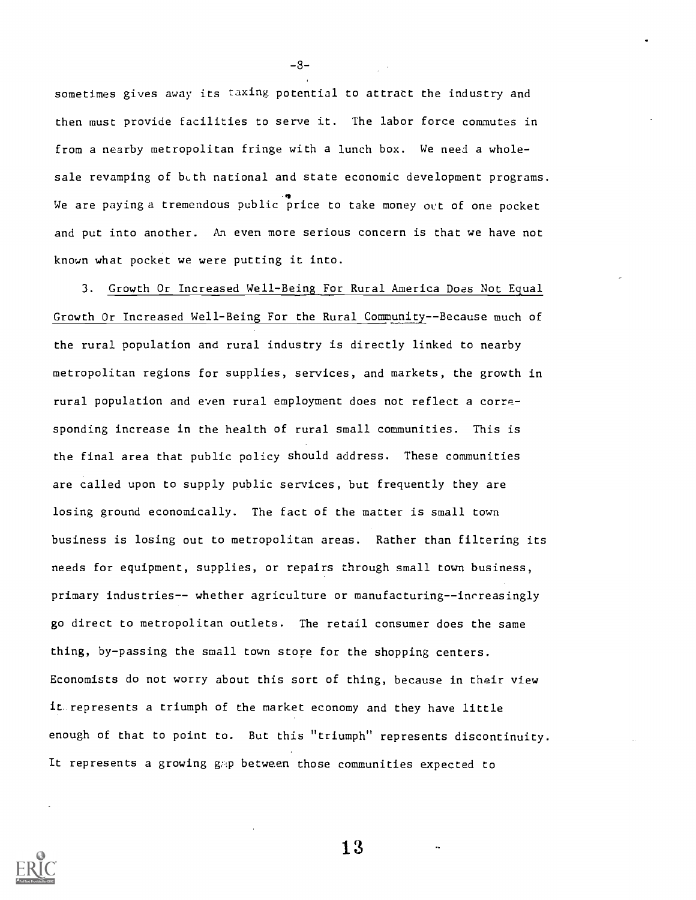sometimes gives away its taxing potential to attract the industry and then must provide facilities to serve it. The labor force commutes in from a nearby metropolitan fringe with a lunch box. We need a wholesale revamping of both national and state economic development programs. We are paying a tremendous public price to take money out of one pocket and put into another. An even more serious concern is that we have not known what pocket we were putting it into.

3. Growth Or Increased Well-Being For Rural America Does Not Equal Growth Or Increased Well-Being For the Rural Community--Because much of the rural population and rural industry is directly linked to nearby metropolitan regions for supplies, services, and markets, the growth in rural population and even rural employment does not reflect a corresponding increase in the health of rural small communities. This is the final area that public policy should address. These communities are called upon to supply public services, but frequently they are losing ground economically. The fact of the matter is small town business is losing out to metropolitan areas. Rather than filtering its needs for equipment, supplies, or repairs through small town business, primary industries-- whether agriculture or manufacturing--increasingly go direct to metropolitan outlets. The retail consumer does the same thing, by-passing the small town store for the shopping centers. Economists do not worry about this sort of thing, because in their view it represents a triumph of the market economy and they have little enough of that to point to. But this "triumph" represents discontinuity. It represents a growing gap between those communities expected to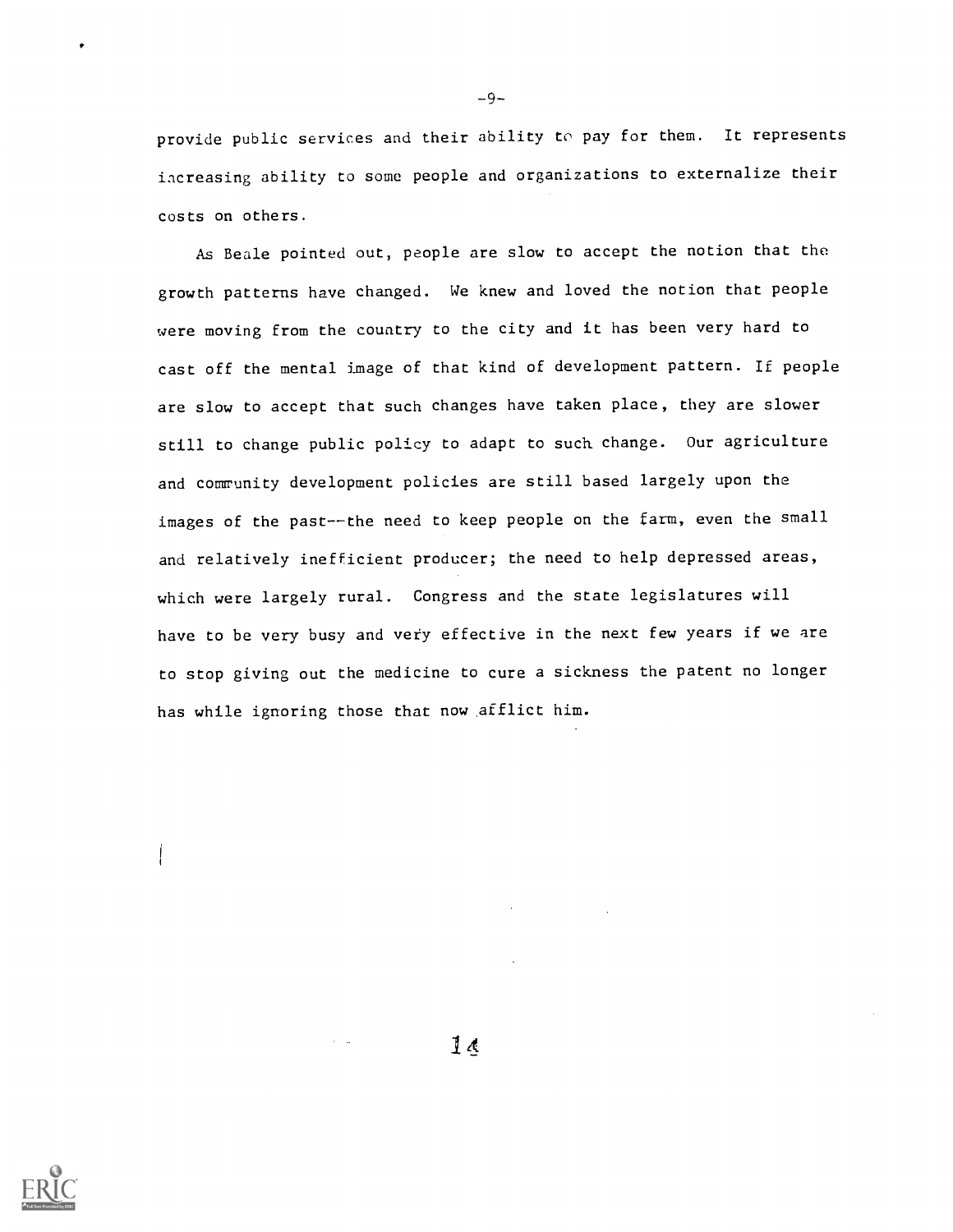provide public services and their ability to pay for them. It represents increasing ability to some people and organizations to externalize their costs on others.

As Beale pointed out, people are slow to accept the notion that the growth patterns have changed. We knew and loved the notion that people were moving from the country to the city and it has been very hard to cast off the mental image of that kind of development pattern. If people are slow to accept that such changes have taken place, they are slower still to change public policy to adapt to such change. Our agriculture and community development policies are still based largely upon the images of the past--the need to keep people on the farm, even the small and relatively inefficient producer; the need to help depressed areas, which were largely rural. Congress and the state legislatures will have to be very busy and very effective in the next few years if we are to stop giving out the medicine to cure a sickness the patent no longer has while ignoring those that now afflict him.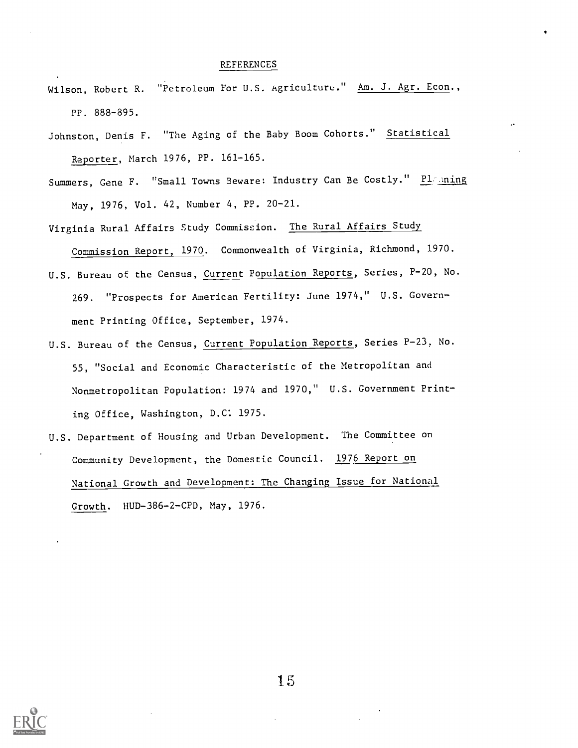## REFERENCES

Wilson, Robert R. "Petroleum For U.S. Agriculture." Am. J. Agr. Econ., PP. 888-895.

Johnston, Denis F. "The Aging of the Baby Boom Cohorts." Statistical Reporter, March 1976, PP. 161-165.

Summers, Gene F. "Small Towns Beware: Industry Can Be Costly." Planning May, 1976, Vol. 42, Number 4, PP. 20-21.

Virginia Rural Affairs Study Commission. The Rural Affairs Study Commission Report, 1970. Commonwealth of Virginia, Richmond, 1970.

U.S. Bureau of the Census, Current Population Reports, Series, P-20, No. 269. "Prospects for American Fertility: June 1974," U.S. Government Printing Office, September, 1974.

U.S. Bureau of the Census, Current Population Reports, Series P-23, No. 55, "Social and Economic Characteristic of the Metropolitan and Nonmetropolitan Population: 1974 and 1970," U.S. Government Printing Office, Washington, D.C. 1975.

U.S. Department of Housing and Urban Development. The Committee on Community Development, the Domestic Council. 1976 Report on National Growth and Development: The Changing Issue for National Growth. HUD-386-2-CPD, May, 1976.